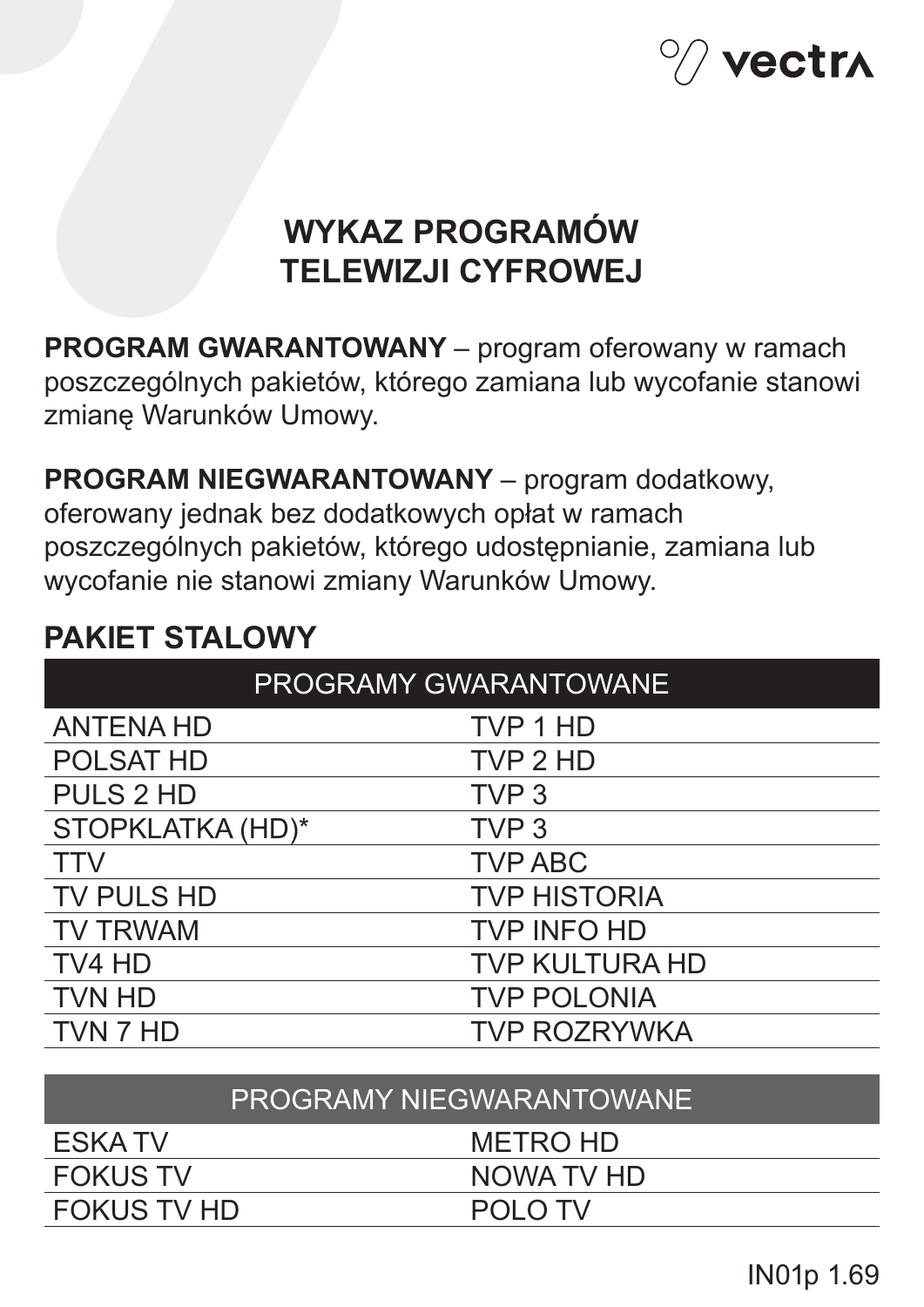# WYKAZ PROGRAMÓW TELEWIZJI CYFROWEJ

**PROGRAM GWARANTOWANY** – program oferowany w ramach poszczególnych pakietów, którego zamiana lub wycofanie stanowi zmianę Warunków Umowy.

**PROGRAM NIEGWARANTOWANY** – program dodatkowy, oferowany jednak bez dodatkowych opłat w ramach poszczególnych pakietów, którego udostępnianie, zamiana lub wycofanie nie stanowi zmiany Warunków Umowy.

## PAKIET STALOWY

| PROGRAMY GWARANTOWANE | |
|---|---|
| ANTENA HD | TVP 1 HD |
| POLSAT HD | TVP 2 HD |
| PULS 2 HD | TVP 3 |
| STOPKLATKA (HD)* | TVP 3 |
| TTV | TVP ABC |
| TV PULS HD | TVP HISTORIA |
| TV TRWAM | TVP INFO HD |
| TV4 HD | TVP KULTURA HD |
| TVN HD | TVP POLONIA |
| TVN 7 HD | TVP ROZRYWKA |

| PROGRAMY NIEGWARANTOWANE | |
|---|---|
| ESKA TV | METRO HD |
| FOKUS TV | NOWA TV HD |
| FOKUS TV HD | POLO TV |

IN01p 1.69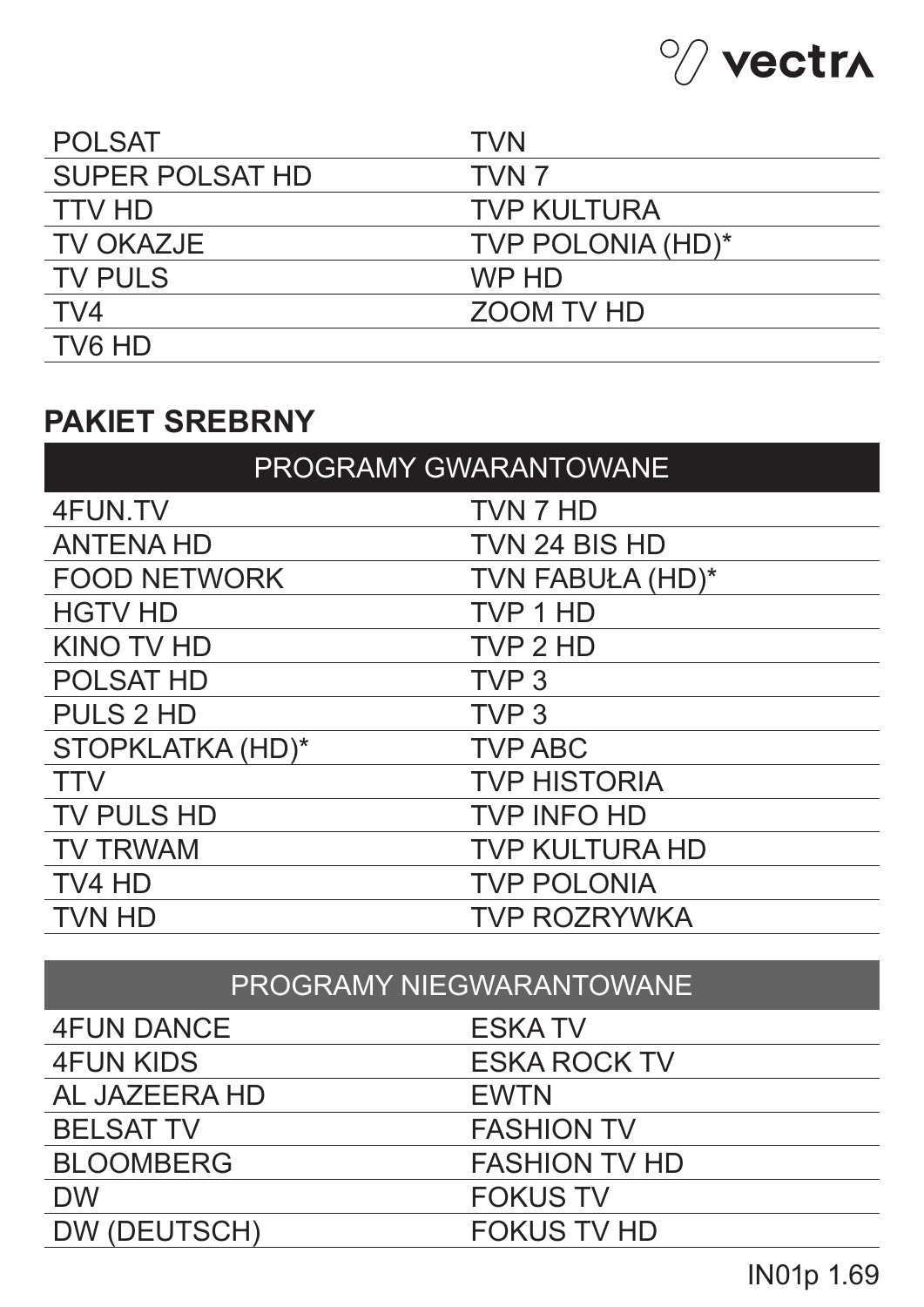| | |
|---|---|
| POLSAT | TVN |
| SUPER POLSAT HD | TVN 7 |
| TTV HD | TVP KULTURA |
| TV OKAZJE | TVP POLONIA (HD)* |
| TV PULS | WP HD |
| TV4 | ZOOM TV HD |
| TV6 HD | |

## PAKIET SREBRNY

| PROGRAMY GWARANTOWANE | |
|---|---|
| 4FUN.TV | TVN 7 HD |
| ANTENA HD | TVN 24 BIS HD |
| FOOD NETWORK | TVN FABUŁA (HD)* |
| HGTV HD | TVP 1 HD |
| KINO TV HD | TVP 2 HD |
| POLSAT HD | TVP 3 |
| PULS 2 HD | TVP 3 |
| STOPKLATKA (HD)* | TVP ABC |
| TTV | TVP HISTORIA |
| TV PULS HD | TVP INFO HD |
| TV TRWAM | TVP KULTURA HD |
| TV4 HD | TVP POLONIA |
| TVN HD | TVP ROZRYWKA |

| PROGRAMY NIEGWARANTOWANE | |
|---|---|
| 4FUN DANCE | ESKA TV |
| 4FUN KIDS | ESKA ROCK TV |
| AL JAZEERA HD | EWTN |
| BELSAT TV | FASHION TV |
| BLOOMBERG | FASHION TV HD |
| DW | FOKUS TV |
| DW (DEUTSCH) | FOKUS TV HD |

IN01p 1.69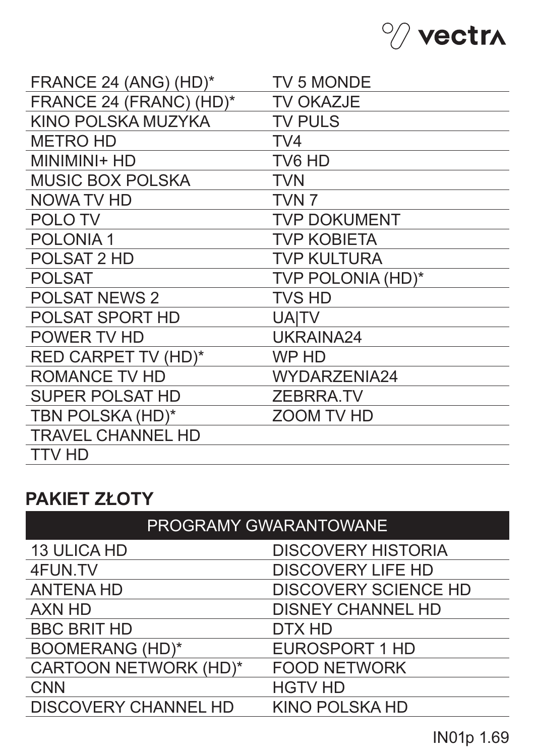| | |
|---|---|
| FRANCE 24 (ANG) (HD)* | TV 5 MONDE |
| FRANCE 24 (FRANC) (HD)* | TV OKAZJE |
| KINO POLSKA MUZYKA | TV PULS |
| METRO HD | TV4 |
| MINIMINI+ HD | TV6 HD |
| MUSIC BOX POLSKA | TVN |
| NOWA TV HD | TVN 7 |
| POLO TV | TVP DOKUMENT |
| POLONIA 1 | TVP KOBIETA |
| POLSAT 2 HD | TVP KULTURA |
| POLSAT | TVP POLONIA (HD)* |
| POLSAT NEWS 2 | TVS HD |
| POLSAT SPORT HD | UA\|TV |
| POWER TV HD | UKRAINA24 |
| RED CARPET TV (HD)* | WP HD |
| ROMANCE TV HD | WYDARZENIA24 |
| SUPER POLSAT HD | ZEBRRA.TV |
| TBN POLSKA (HD)* | ZOOM TV HD |
| TRAVEL CHANNEL HD | |
| TTV HD | |

## PAKIET ZŁOTY

| PROGRAMY GWARANTOWANE | |
|---|---|
| 13 ULICA HD | DISCOVERY HISTORIA |
| 4FUN.TV | DISCOVERY LIFE HD |
| ANTENA HD | DISCOVERY SCIENCE HD |
| AXN HD | DISNEY CHANNEL HD |
| BBC BRIT HD | DTX HD |
| BOOMERANG (HD)* | EUROSPORT 1 HD |
| CARTOON NETWORK (HD)* | FOOD NETWORK |
| CNN | HGTV HD |
| DISCOVERY CHANNEL HD | KINO POLSKA HD |

IN01p 1.69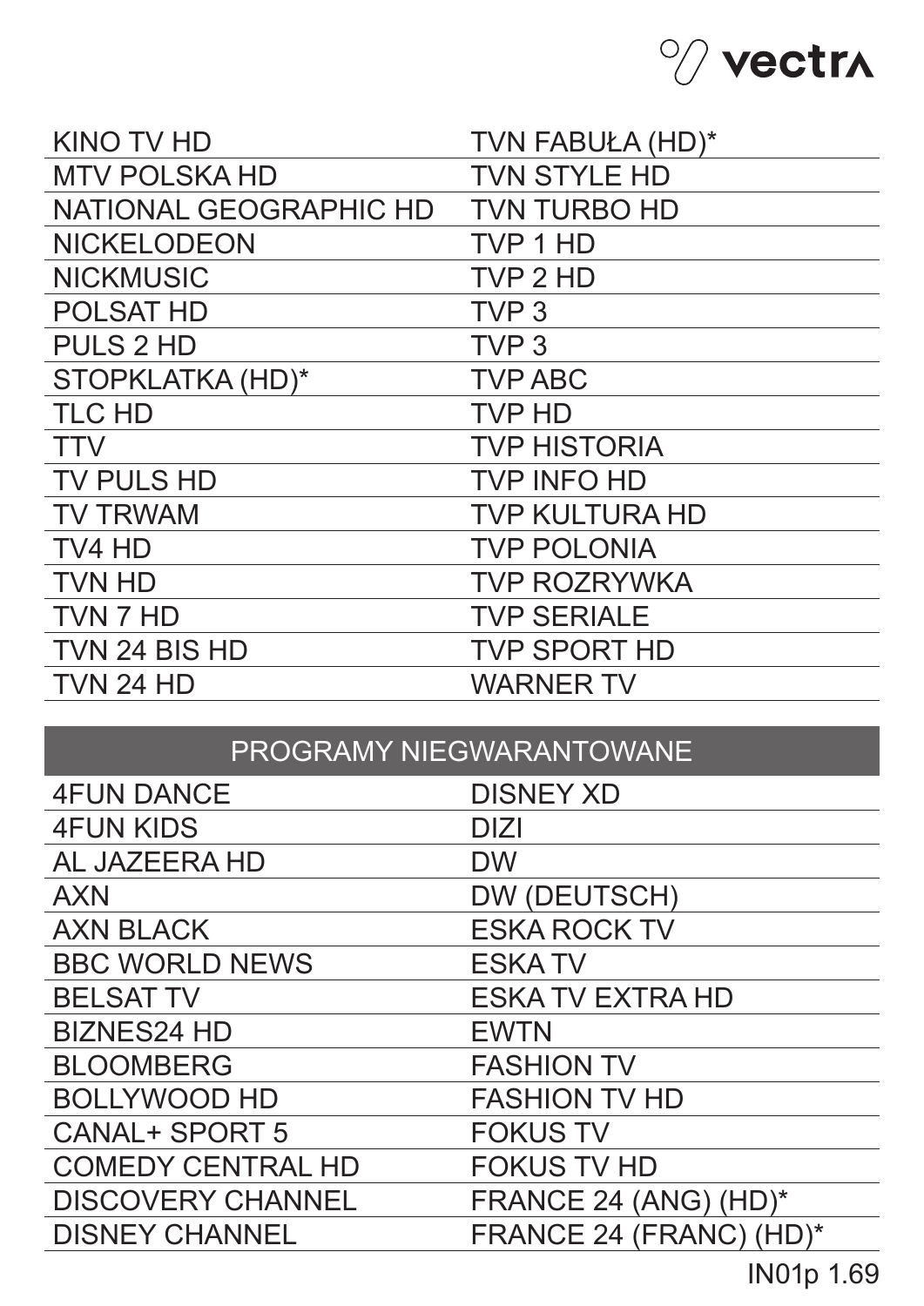| KINO TV HD | TVN FABUŁA (HD)* |
| --- | --- |
| MTV POLSKA HD | TVN STYLE HD |
| NATIONAL GEOGRAPHIC HD | TVN TURBO HD |
| NICKELODEON | TVP 1 HD |
| NICKMUSIC | TVP 2 HD |
| POLSAT HD | TVP 3 |
| PULS 2 HD | TVP 3 |
| STOPKLATKA (HD)* | TVP ABC |
| TLC HD | TVP HD |
| TTV | TVP HISTORIA |
| TV PULS HD | TVP INFO HD |
| TV TRWAM | TVP KULTURA HD |
| TV4 HD | TVP POLONIA |
| TVN HD | TVP ROZRYWKA |
| TVN 7 HD | TVP SERIALE |
| TVN 24 BIS HD | TVP SPORT HD |
| TVN 24 HD | WARNER TV |

## PROGRAMY NIEGWARANTOWANE

| 4FUN DANCE | DISNEY XD |
| --- | --- |
| 4FUN KIDS | DIZI |
| AL JAZEERA HD | DW |
| AXN | DW (DEUTSCH) |
| AXN BLACK | ESKA ROCK TV |
| BBC WORLD NEWS | ESKA TV |
| BELSAT TV | ESKA TV EXTRA HD |
| BIZNES24 HD | EWTN |
| BLOOMBERG | FASHION TV |
| BOLLYWOOD HD | FASHION TV HD |
| CANAL+ SPORT 5 | FOKUS TV |
| COMEDY CENTRAL HD | FOKUS TV HD |
| DISCOVERY CHANNEL | FRANCE 24 (ANG) (HD)* |
| DISNEY CHANNEL | FRANCE 24 (FRANC) (HD)* |

IN01p 1.69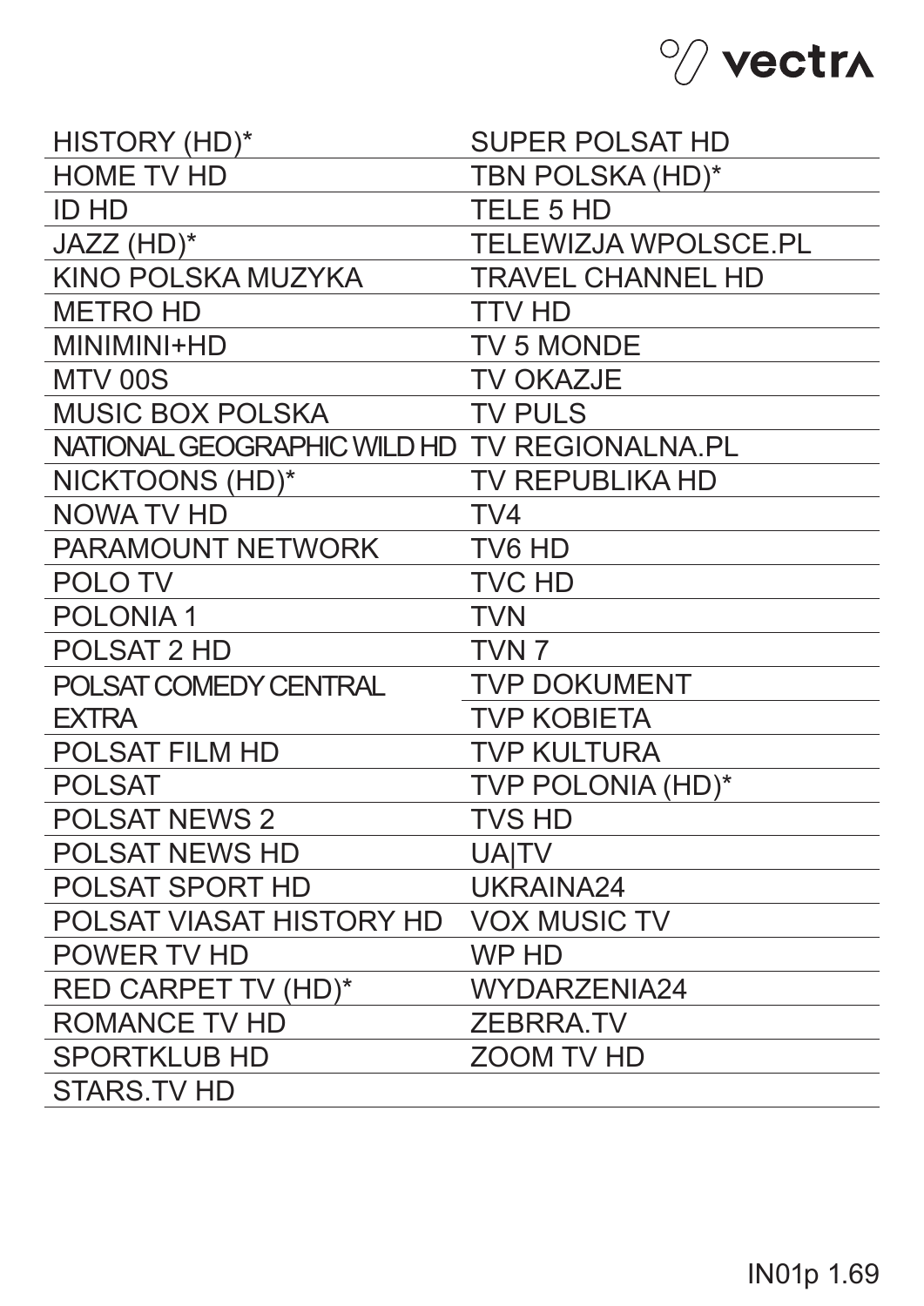- HISTORY (HD)*
- HOME TV HD
- ID HD
- JAZZ (HD)*
- KINO POLSKA MUZYKA
- METRO HD
- MINIMINI+HD
- MTV 00S
- MUSIC BOX POLSKA
- NATIONAL GEOGRAPHIC WILD HD
- NICKTOONS (HD)*
- NOWA TV HD
- PARAMOUNT NETWORK
- POLO TV
- POLONIA 1
- POLSAT 2 HD
- POLSAT COMEDY CENTRAL EXTRA
- POLSAT FILM HD
- POLSAT
- POLSAT NEWS 2
- POLSAT NEWS HD
- POLSAT SPORT HD
- POLSAT VIASAT HISTORY HD
- POWER TV HD
- RED CARPET TV (HD)*
- ROMANCE TV HD
- SPORTKLUB HD
- STARS.TV HD
- SUPER POLSAT HD
- TBN POLSKA (HD)*
- TELE 5 HD
- TELEWIZJA WPOLSCE.PL
- TRAVEL CHANNEL HD
- TTV HD
- TV 5 MONDE
- TV OKAZJE
- TV PULS
- TV REGIONALNA.PL
- TV REPUBLIKA HD
- TV4
- TV6 HD
- TVC HD
- TVN
- TVN 7
- TVP DOKUMENT
- TVP KOBIETA
- TVP KULTURA
- TVP POLONIA (HD)*
- TVS HD
- UA|TV
- UKRAINA24
- VOX MUSIC TV
- WP HD
- WYDARZENIA24
- ZEBRRA.TV
- ZOOM TV HD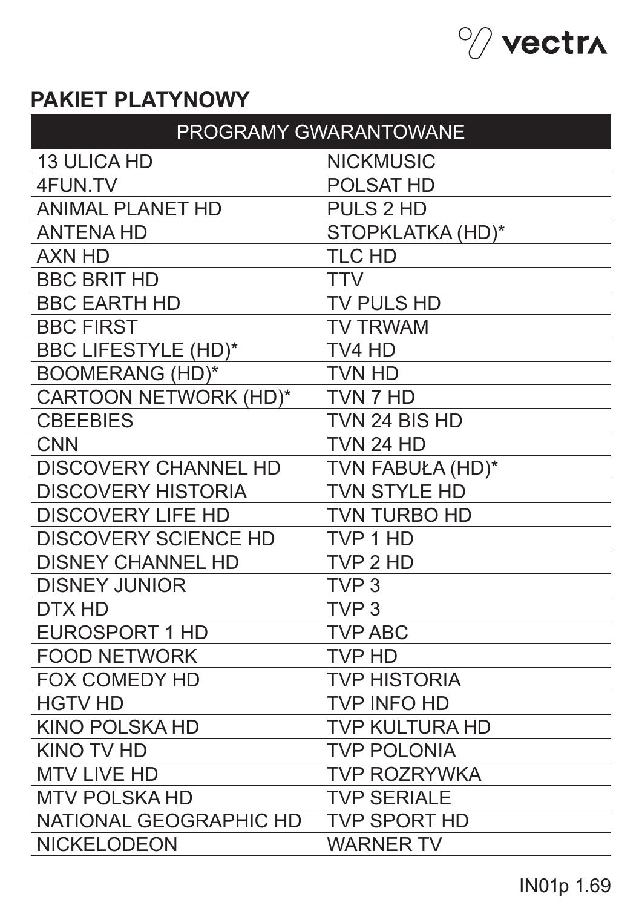## PAKIET PLATYNOWY

| PROGRAMY GWARANTOWANE | |
|---|---|
| 13 ULICA HD | NICKMUSIC |
| 4FUN.TV | POLSAT HD |
| ANIMAL PLANET HD | PULS 2 HD |
| ANTENA HD | STOPKLATKA (HD)* |
| AXN HD | TLC HD |
| BBC BRIT HD | TTV |
| BBC EARTH HD | TV PULS HD |
| BBC FIRST | TV TRWAM |
| BBC LIFESTYLE (HD)* | TV4 HD |
| BOOMERANG (HD)* | TVN HD |
| CARTOON NETWORK (HD)* | TVN 7 HD |
| CBEEBIES | TVN 24 BIS HD |
| CNN | TVN 24 HD |
| DISCOVERY CHANNEL HD | TVN FABUŁA (HD)* |
| DISCOVERY HISTORIA | TVN STYLE HD |
| DISCOVERY LIFE HD | TVN TURBO HD |
| DISCOVERY SCIENCE HD | TVP 1 HD |
| DISNEY CHANNEL HD | TVP 2 HD |
| DISNEY JUNIOR | TVP 3 |
| DTX HD | TVP 3 |
| EUROSPORT 1 HD | TVP ABC |
| FOOD NETWORK | TVP HD |
| FOX COMEDY HD | TVP HISTORIA |
| HGTV HD | TVP INFO HD |
| KINO POLSKA HD | TVP KULTURA HD |
| KINO TV HD | TVP POLONIA |
| MTV LIVE HD | TVP ROZRYWKA |
| MTV POLSKA HD | TVP SERIALE |
| NATIONAL GEOGRAPHIC HD | TVP SPORT HD |
| NICKELODEON | WARNER TV |

IN01p 1.69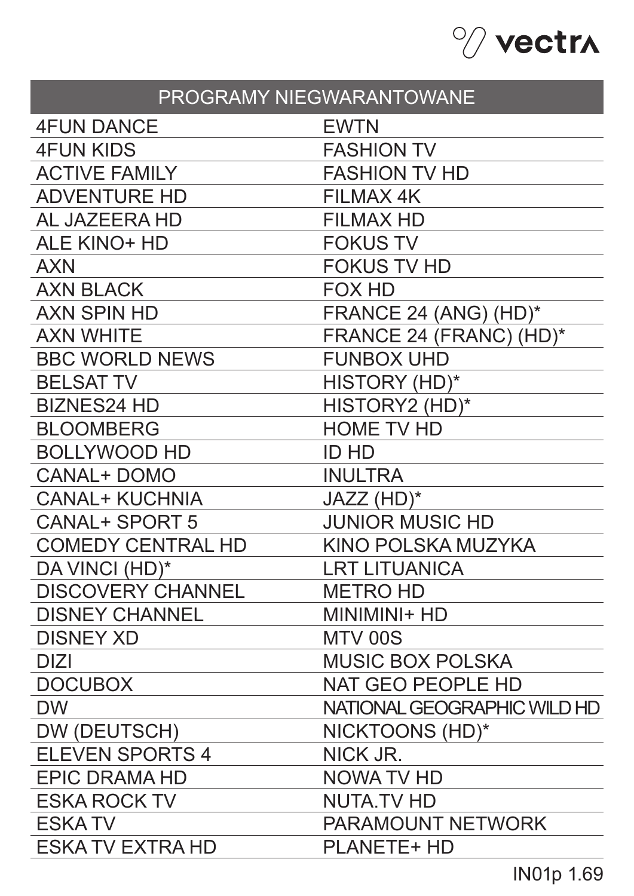| PROGRAMY NIEGWARANTOWANE | |
|---|---|
| 4FUN DANCE | EWTN |
| 4FUN KIDS | FASHION TV |
| ACTIVE FAMILY | FASHION TV HD |
| ADVENTURE HD | FILMAX 4K |
| AL JAZEERA HD | FILMAX HD |
| ALE KINO+ HD | FOKUS TV |
| AXN | FOKUS TV HD |
| AXN BLACK | FOX HD |
| AXN SPIN HD | FRANCE 24 (ANG) (HD)* |
| AXN WHITE | FRANCE 24 (FRANC) (HD)* |
| BBC WORLD NEWS | FUNBOX UHD |
| BELSAT TV | HISTORY (HD)* |
| BIZNES24 HD | HISTORY2 (HD)* |
| BLOOMBERG | HOME TV HD |
| BOLLYWOOD HD | ID HD |
| CANAL+ DOMO | INULTRA |
| CANAL+ KUCHNIA | JAZZ (HD)* |
| CANAL+ SPORT 5 | JUNIOR MUSIC HD |
| COMEDY CENTRAL HD | KINO POLSKA MUZYKA |
| DA VINCI (HD)* | LRT LITUANICA |
| DISCOVERY CHANNEL | METRO HD |
| DISNEY CHANNEL | MINIMINI+ HD |
| DISNEY XD | MTV 00S |
| DIZI | MUSIC BOX POLSKA |
| DOCUBOX | NAT GEO PEOPLE HD |
| DW | NATIONAL GEOGRAPHIC WILD HD |
| DW (DEUTSCH) | NICKTOONS (HD)* |
| ELEVEN SPORTS 4 | NICK JR. |
| EPIC DRAMA HD | NOWA TV HD |
| ESKA ROCK TV | NUTA.TV HD |
| ESKA TV | PARAMOUNT NETWORK |
| ESKA TV EXTRA HD | PLANETE+ HD |

IN01p 1.69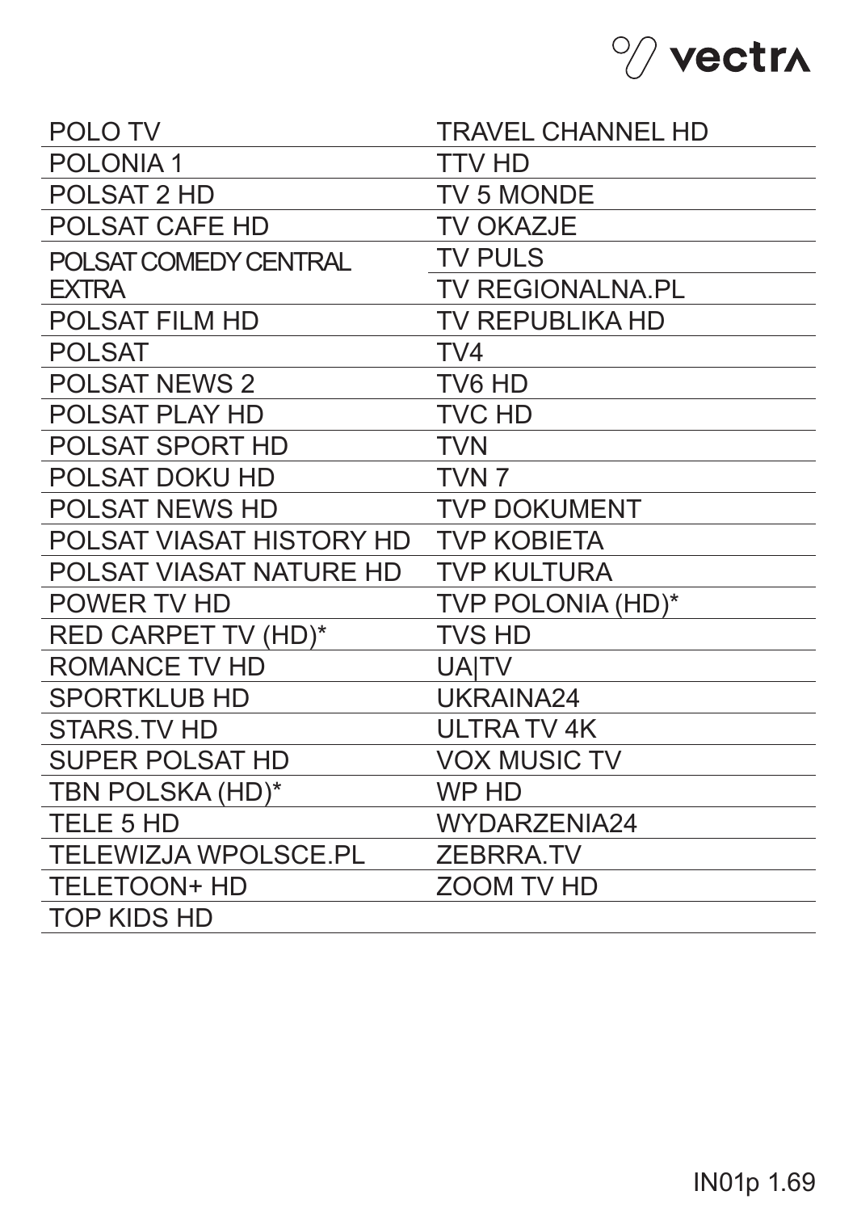- POLO TV
- POLONIA 1
- POLSAT 2 HD
- POLSAT CAFE HD
- POLSAT COMEDY CENTRAL EXTRA
- POLSAT FILM HD
- POLSAT
- POLSAT NEWS 2
- POLSAT PLAY HD
- POLSAT SPORT HD
- POLSAT DOKU HD
- POLSAT NEWS HD
- POLSAT VIASAT HISTORY HD
- POLSAT VIASAT NATURE HD
- POWER TV HD
- RED CARPET TV (HD)*
- ROMANCE TV HD
- SPORTKLUB HD
- STARS.TV HD
- SUPER POLSAT HD
- TBN POLSKA (HD)*
- TELE 5 HD
- TELEWIZJA WPOLSCE.PL
- TELETOON+ HD
- TOP KIDS HD
- TRAVEL CHANNEL HD
- TTV HD
- TV 5 MONDE
- TV OKAZJE
- TV PULS
- TV REGIONALNA.PL
- TV REPUBLIKA HD
- TV4
- TV6 HD
- TVC HD
- TVN
- TVN 7
- TVP DOKUMENT
- TVP KOBIETA
- TVP KULTURA
- TVP POLONIA (HD)*
- TVS HD
- UA|TV
- UKRAINA24
- ULTRA TV 4K
- VOX MUSIC TV
- WP HD
- WYDARZENIA24
- ZEBRRA.TV
- ZOOM TV HD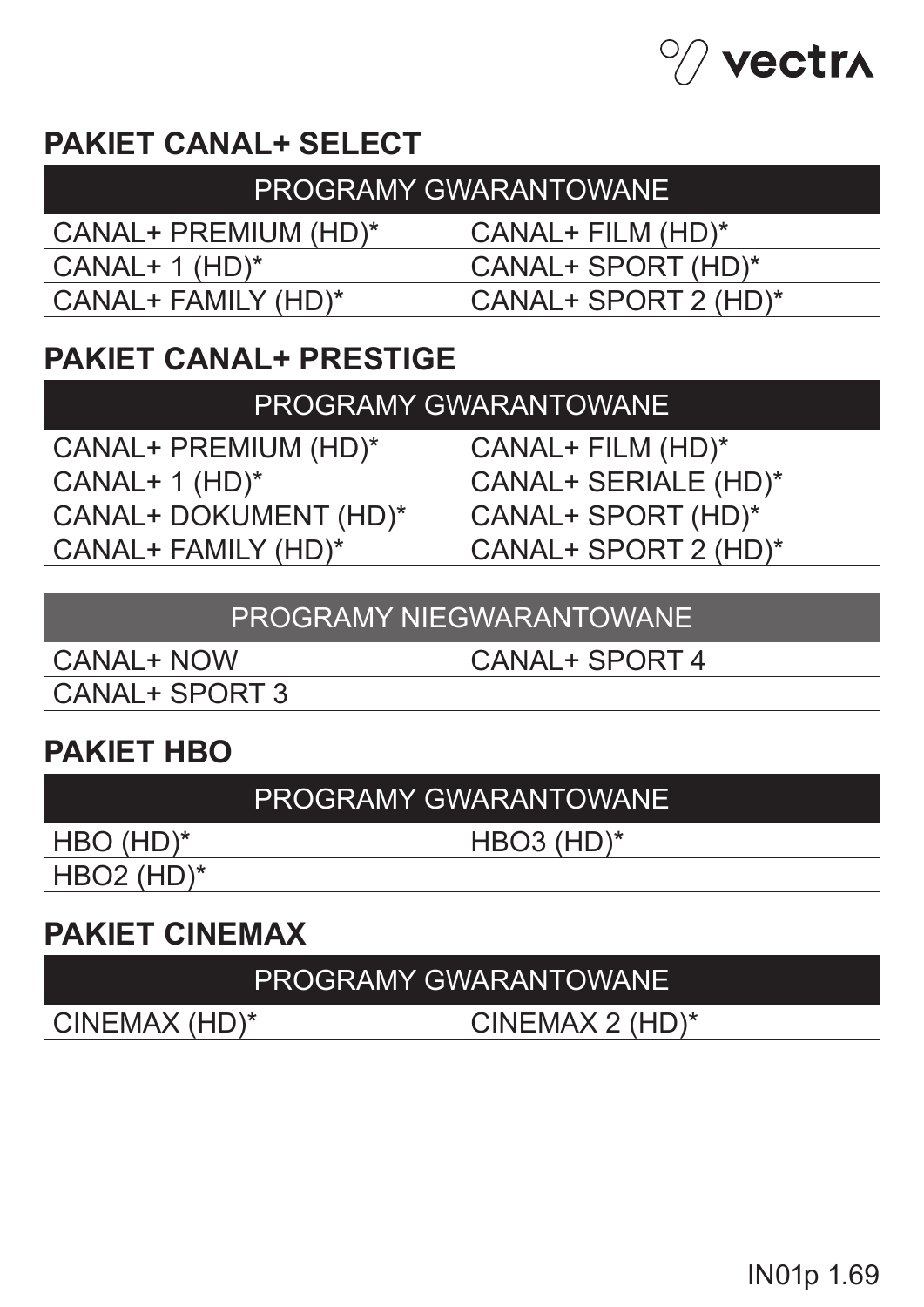## PAKIET CANAL+ SELECT

| PROGRAMY GWARANTOWANE | |
|---|---|
| CANAL+ PREMIUM (HD)* | CANAL+ FILM (HD)* |
| CANAL+ 1 (HD)* | CANAL+ SPORT (HD)* |
| CANAL+ FAMILY (HD)* | CANAL+ SPORT 2 (HD)* |

## PAKIET CANAL+ PRESTIGE

| PROGRAMY GWARANTOWANE | |
|---|---|
| CANAL+ PREMIUM (HD)* | CANAL+ FILM (HD)* |
| CANAL+ 1 (HD)* | CANAL+ SERIALE (HD)* |
| CANAL+ DOKUMENT (HD)* | CANAL+ SPORT (HD)* |
| CANAL+ FAMILY (HD)* | CANAL+ SPORT 2 (HD)* |

| PROGRAMY NIEGWARANTOWANE | |
|---|---|
| CANAL+ NOW | CANAL+ SPORT 4 |
| CANAL+ SPORT 3 | |

## PAKIET HBO

| PROGRAMY GWARANTOWANE | |
|---|---|
| HBO (HD)* | HBO3 (HD)* |
| HBO2 (HD)* | |

## PAKIET CINEMAX

| PROGRAMY GWARANTOWANE | |
|---|---|
| CINEMAX (HD)* | CINEMAX 2 (HD)* |

IN01p 1.69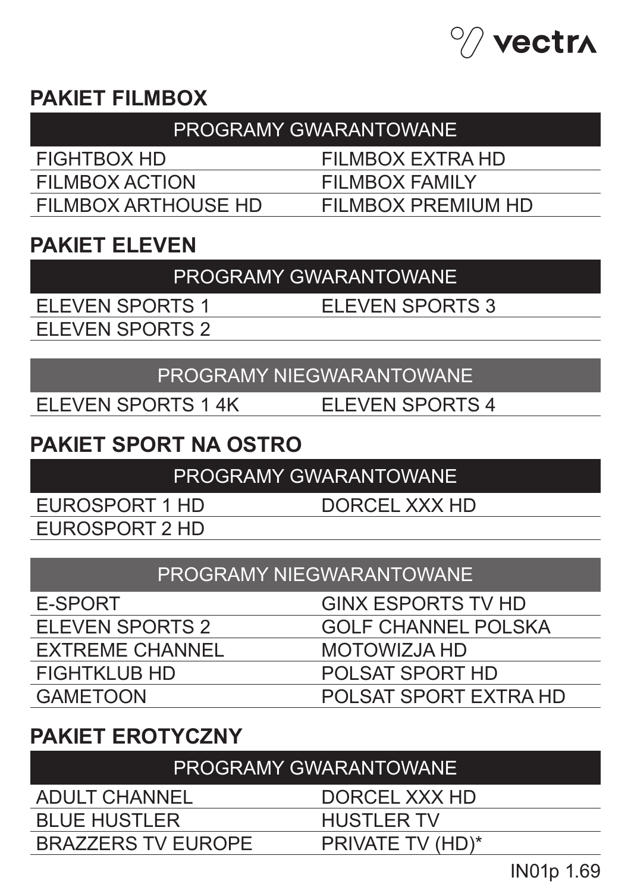## PAKIET FILMBOX

| PROGRAMY GWARANTOWANE | |
|---|---|
| FIGHTBOX HD | FILMBOX EXTRA HD |
| FILMBOX ACTION | FILMBOX FAMILY |
| FILMBOX ARTHOUSE HD | FILMBOX PREMIUM HD |

## PAKIET ELEVEN

| PROGRAMY GWARANTOWANE | |
|---|---|
| ELEVEN SPORTS 1 | ELEVEN SPORTS 3 |
| ELEVEN SPORTS 2 | |

| PROGRAMY NIEGWARANTOWANE | |
|---|---|
| ELEVEN SPORTS 1 4K | ELEVEN SPORTS 4 |

## PAKIET SPORT NA OSTRO

| PROGRAMY GWARANTOWANE | |
|---|---|
| EUROSPORT 1 HD | DORCEL XXX HD |
| EUROSPORT 2 HD | |

| PROGRAMY NIEGWARANTOWANE | |
|---|---|
| E-SPORT | GINX ESPORTS TV HD |
| ELEVEN SPORTS 2 | GOLF CHANNEL POLSKA |
| EXTREME CHANNEL | MOTOWIZJA HD |
| FIGHTKLUB HD | POLSAT SPORT HD |
| GAMETOON | POLSAT SPORT EXTRA HD |

## PAKIET EROTYCZNY

| PROGRAMY GWARANTOWANE | |
|---|---|
| ADULT CHANNEL | DORCEL XXX HD |
| BLUE HUSTLER | HUSTLER TV |
| BRAZZERS TV EUROPE | PRIVATE TV (HD)* |

IN01p 1.69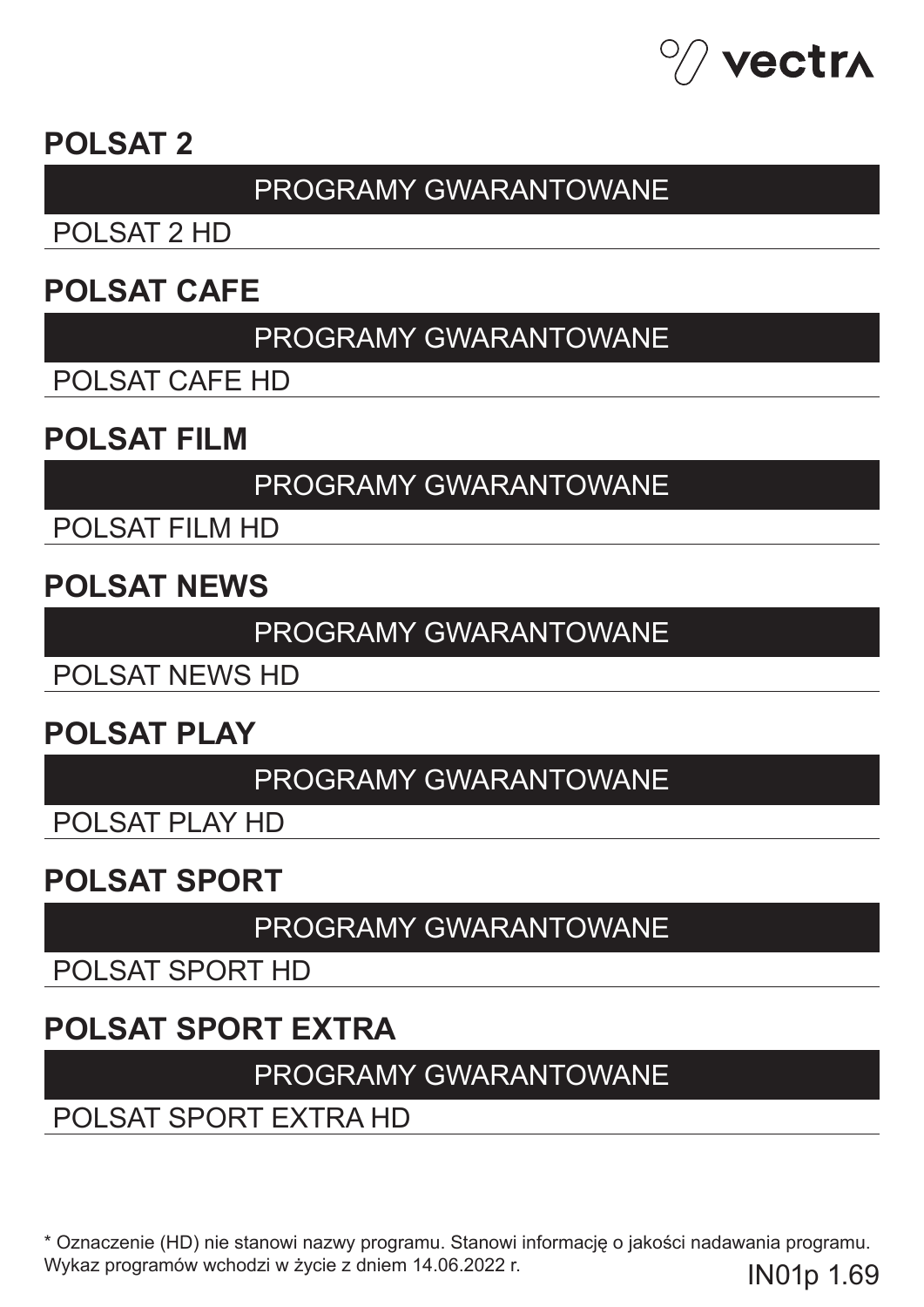## POLSAT 2

| PROGRAMY GWARANTOWANE |
| --- |
| POLSAT 2 HD |

## POLSAT CAFE

| PROGRAMY GWARANTOWANE |
| --- |
| POLSAT CAFE HD |

## POLSAT FILM

| PROGRAMY GWARANTOWANE |
| --- |
| POLSAT FILM HD |

## POLSAT NEWS

| PROGRAMY GWARANTOWANE |
| --- |
| POLSAT NEWS HD |

## POLSAT PLAY

| PROGRAMY GWARANTOWANE |
| --- |
| POLSAT PLAY HD |

## POLSAT SPORT

| PROGRAMY GWARANTOWANE |
| --- |
| POLSAT SPORT HD |

## POLSAT SPORT EXTRA

| PROGRAMY GWARANTOWANE |
| --- |
| POLSAT SPORT EXTRA HD |

* Oznaczenie (HD) nie stanowi nazwy programu. Stanowi informację o jakości nadawania programu.
Wykaz programów wchodzi w życie z dniem 14.06.2022 r.

IN01p 1.69